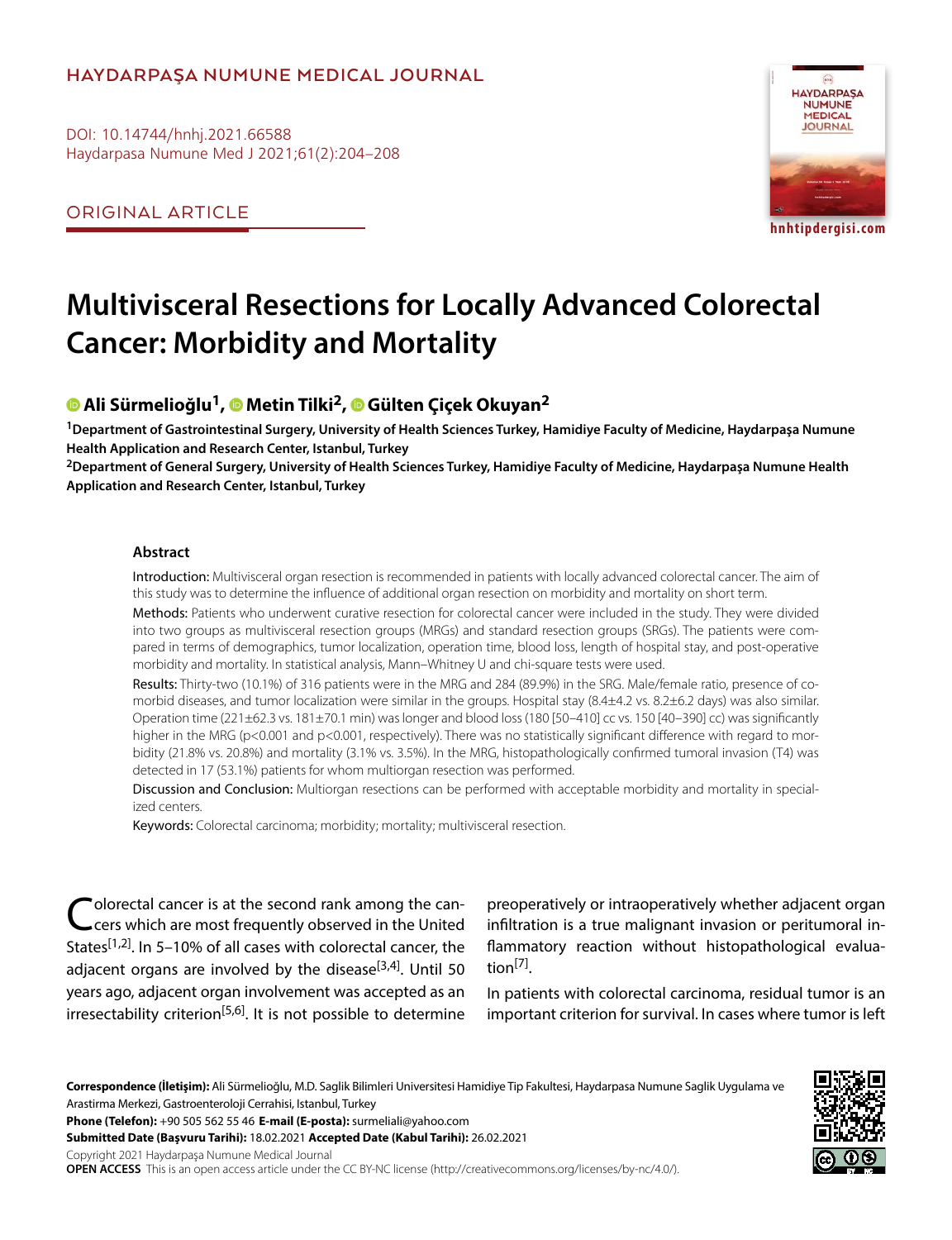HAYDARPAŞA NUMUNE MEDICAL JOURNAL

DOI: 10.14744/hnhj.2021.66588
Haydarpasa Numune Med J 2021;61(2):204–208

ORIGINAL ARTICLE

# Multivisceral Resections for Locally Advanced Colorectal Cancer: Morbidity and Mortality

**Ali Sürmelioğlu[1], Metin Tilki[2], Gülten Çiçek Okuyan[2]**

[1]Department of Gastrointestinal Surgery, University of Health Sciences Turkey, Hamidiye Faculty of Medicine, Haydarpaşa Numune Health Application and Research Center, Istanbul, Turkey

[2]Department of General Surgery, University of Health Sciences Turkey, Hamidiye Faculty of Medicine, Haydarpaşa Numune Health Application and Research Center, Istanbul, Turkey

## Abstract

**Introduction:** Multivisceral organ resection is recommended in patients with locally advanced colorectal cancer. The aim of this study was to determine the influence of additional organ resection on morbidity and mortality on short term.

**Methods:** Patients who underwent curative resection for colorectal cancer were included in the study. They were divided into two groups as multivisceral resection groups (MRGs) and standard resection groups (SRGs). The patients were compared in terms of demographics, tumor localization, operation time, blood loss, length of hospital stay, and post-operative morbidity and mortality. In statistical analysis, Mann–Whitney U and chi-square tests were used.

**Results:** Thirty-two (10.1%) of 316 patients were in the MRG and 284 (89.9%) in the SRG. Male/female ratio, presence of comorbid diseases, and tumor localization were similar in the groups. Hospital stay (8.4±4.2 vs. 8.2±6.2 days) was also similar. Operation time (221±62.3 vs. 181±70.1 min) was longer and blood loss (180 [50–410] cc vs. 150 [40–390] cc) was significantly higher in the MRG ($p<0.001$ and $p<0.001$, respectively). There was no statistically significant difference with regard to morbidity (21.8% vs. 20.8%) and mortality (3.1% vs. 3.5%). In the MRG, histopathologically confirmed tumoral invasion (T4) was detected in 17 (53.1%) patients for whom multiorgan resection was performed.

**Discussion and Conclusion:** Multiorgan resections can be performed with acceptable morbidity and mortality in specialized centers.

**Keywords:** Colorectal carcinoma; morbidity; mortality; multivisceral resection.

Colorectal cancer is at the second rank among the cancers which are most frequently observed in the United States[1,2]. In 5–10% of all cases with colorectal cancer, the adjacent organs are involved by the disease[3,4]. Until 50 years ago, adjacent organ involvement was accepted as an irresectability criterion[5,6]. It is not possible to determine preoperatively or intraoperatively whether adjacent organ infiltration is a true malignant invasion or peritumoral inflammatory reaction without histopathological evaluation[7].

In patients with colorectal carcinoma, residual tumor is an important criterion for survival. In cases where tumor is left

**Correspondence (İletişim):** Ali Sürmelioğlu, M.D. Saglik Bilimleri Universitesi Hamidiye Tip Fakultesi, Haydarpasa Numune Saglik Uygulama ve Arastirma Merkezi, Gastroenteroloji Cerrahisi, Istanbul, Turkey

**Phone (Telefon):** +90 505 562 55 46 **E-mail (E-posta):** surmeliali@yahoo.com

**Submitted Date (Başvuru Tarihi):** 18.02.2021 **Accepted Date (Kabul Tarihi):** 26.02.2021

Copyright 2021 Haydarpaşa Numune Medical Journal

**OPEN ACCESS** This is an open access article under the CC BY-NC license (http://creativecommons.org/licenses/by-nc/4.0/).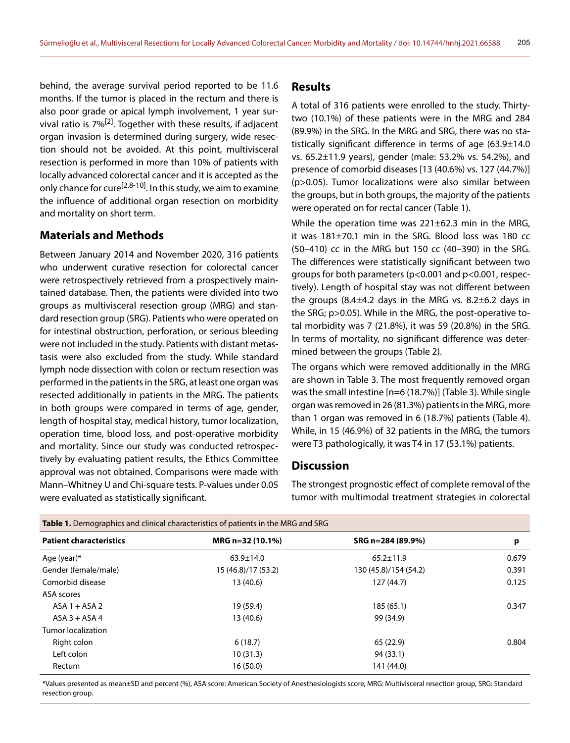behind, the average survival period reported to be 11.6 months. If the tumor is placed in the rectum and there is also poor grade or apical lymph involvement, 1 year survival ratio is 7%[2]. Together with these results, if adjacent organ invasion is determined during surgery, wide resection should not be avoided. At this point, multivisceral resection is performed in more than 10% of patients with locally advanced colorectal cancer and it is accepted as the only chance for cure[2,8-10]. In this study, we aim to examine the influence of additional organ resection on morbidity and mortality on short term.

## Materials and Methods

Between January 2014 and November 2020, 316 patients who underwent curative resection for colorectal cancer were retrospectively retrieved from a prospectively maintained database. Then, the patients were divided into two groups as multivisceral resection group (MRG) and standard resection group (SRG). Patients who were operated on for intestinal obstruction, perforation, or serious bleeding were not included in the study. Patients with distant metastasis were also excluded from the study. While standard lymph node dissection with colon or rectum resection was performed in the patients in the SRG, at least one organ was resected additionally in patients in the MRG. The patients in both groups were compared in terms of age, gender, length of hospital stay, medical history, tumor localization, operation time, blood loss, and post-operative morbidity and mortality. Since our study was conducted retrospectively by evaluating patient results, the Ethics Committee approval was not obtained. Comparisons were made with Mann–Whitney U and Chi-square tests. P-values under 0.05 were evaluated as statistically significant.

## Results

A total of 316 patients were enrolled to the study. Thirty-two (10.1%) of these patients were in the MRG and 284 (89.9%) in the SRG. In the MRG and SRG, there was no statistically significant difference in terms of age (63.9±14.0 vs. 65.2±11.9 years), gender (male: 53.2% vs. 54.2%), and presence of comorbid diseases [13 (40.6%) vs. 127 (44.7%)] ($p>0.05$). Tumor localizations were also similar between the groups, but in both groups, the majority of the patients were operated on for rectal cancer (Table 1).

While the operation time was 221±62.3 min in the MRG, it was 181±70.1 min in the SRG. Blood loss was 180 cc (50–410) cc in the MRG but 150 cc (40–390) in the SRG. The differences were statistically significant between two groups for both parameters ($p<0.001$ and $p<0.001$, respectively). Length of hospital stay was not different between the groups (8.4±4.2 days in the MRG vs. 8.2±6.2 days in the SRG; $p>0.05$). While in the MRG, the post-operative total morbidity was 7 (21.8%), it was 59 (20.8%) in the SRG. In terms of mortality, no significant difference was determined between the groups (Table 2).

The organs which were removed additionally in the MRG are shown in Table 3. The most frequently removed organ was the small intestine [n=6 (18.7%)] (Table 3). While single organ was removed in 26 (81.3%) patients in the MRG, more than 1 organ was removed in 6 (18.7%) patients (Table 4). While, in 15 (46.9%) of 32 patients in the MRG, the tumors were T3 pathologically, it was T4 in 17 (53.1%) patients.

## Discussion

The strongest prognostic effect of complete removal of the tumor with multimodal treatment strategies in colorectal

**Table 1.** Demographics and clinical characteristics of patients in the MRG and SRG

| Patient characteristics | MRG n=32 (10.1%) | SRG n=284 (89.9%) | p |
|---|---|---|---|
| Age (year)* | 63.9±14.0 | 65.2±11.9 | 0.679 |
| Gender (female/male) | 15 (46.8)/17 (53.2) | 130 (45.8)/154 (54.2) | 0.391 |
| Comorbid disease | 13 (40.6) | 127 (44.7) | 0.125 |
| ASA scores | | | |
| ASA 1 + ASA 2 | 19 (59.4) | 185 (65.1) | 0.347 |
| ASA 3 + ASA 4 | 13 (40.6) | 99 (34.9) | |
| Tumor localization | | | |
| Right colon | 6 (18.7) | 65 (22.9) | 0.804 |
| Left colon | 10 (31.3) | 94 (33.1) | |
| Rectum | 16 (50.0) | 141 (44.0) | |

*Values presented as mean±SD and percent (%), ASA score: American Society of Anesthesiologists score, MRG: Multivisceral resection group, SRG: Standard resection group.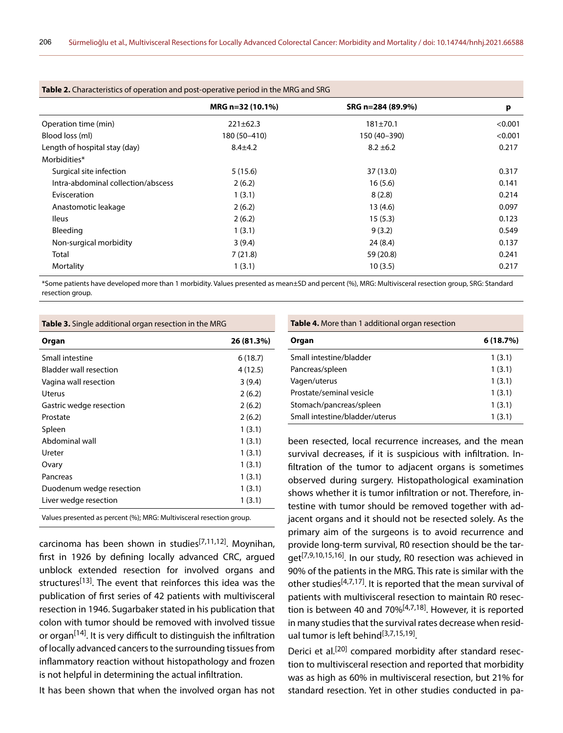**Table 2.** Characteristics of operation and post-operative period in the MRG and SRG

| | MRG n=32 (10.1%) | SRG n=284 (89.9%) | p |
|---|---|---|---|
| Operation time (min) | 221±62.3 | 181±70.1 | <0.001 |
| Blood loss (ml) | 180 (50–410) | 150 (40–390) | <0.001 |
| Length of hospital stay (day) | 8.4±4.2 | 8.2 ±6.2 | 0.217 |
| Morbidities* | | | |
| Surgical site infection | 5 (15.6) | 37 (13.0) | 0.317 |
| Intra-abdominal collection/abscess | 2 (6.2) | 16 (5.6) | 0.141 |
| Evisceration | 1 (3.1) | 8 (2.8) | 0.214 |
| Anastomotic leakage | 2 (6.2) | 13 (4.6) | 0.097 |
| Ileus | 2 (6.2) | 15 (5.3) | 0.123 |
| Bleeding | 1 (3.1) | 9 (3.2) | 0.549 |
| Non-surgical morbidity | 3 (9.4) | 24 (8.4) | 0.137 |
| Total | 7 (21.8) | 59 (20.8) | 0.241 |
| Mortality | 1 (3.1) | 10 (3.5) | 0.217 |

*Some patients have developed more than 1 morbidity. Values presented as mean±SD and percent (%), MRG: Multivisceral resection group, SRG: Standard resection group.

**Table 3.** Single additional organ resection in the MRG

| Organ | 26 (81.3%) |
|---|---|
| Small intestine | 6 (18.7) |
| Bladder wall resection | 4 (12.5) |
| Vagina wall resection | 3 (9.4) |
| Uterus | 2 (6.2) |
| Gastric wedge resection | 2 (6.2) |
| Prostate | 2 (6.2) |
| Spleen | 1 (3.1) |
| Abdominal wall | 1 (3.1) |
| Ureter | 1 (3.1) |
| Ovary | 1 (3.1) |
| Pancreas | 1 (3.1) |
| Duodenum wedge resection | 1 (3.1) |
| Liver wedge resection | 1 (3.1) |

Values presented as percent (%); MRG: Multivisceral resection group.

carcinoma has been shown in studies[7,11,12]. Moynihan, first in 1926 by defining locally advanced CRC, argued unblock extended resection for involved organs and structures[13]. The event that reinforces this idea was the publication of first series of 42 patients with multivisceral resection in 1946. Sugarbaker stated in his publication that colon with tumor should be removed with involved tissue or organ[14]. It is very difficult to distinguish the infiltration of locally advanced cancers to the surrounding tissues from inflammatory reaction without histopathology and frozen is not helpful in determining the actual infiltration.

It has been shown that when the involved organ has not been resected, local recurrence increases, and the mean survival decreases, if it is suspicious with infiltration. Infiltration of the tumor to adjacent organs is sometimes observed during surgery. Histopathological examination shows whether it is tumor infiltration or not. Therefore, intestine with tumor should be removed together with adjacent organs and it should not be resected solely. As the primary aim of the surgeons is to avoid recurrence and provide long-term survival, R0 resection should be the target[7,9,10,15,16]. In our study, R0 resection was achieved in 90% of the patients in the MRG. This rate is similar with the other studies[4,7,17]. It is reported that the mean survival of patients with multivisceral resection to maintain R0 resection is between 40 and 70%[4,7,18]. However, it is reported in many studies that the survival rates decrease when residual tumor is left behind[3,7,15,19].

**Table 4.** More than 1 additional organ resection

| Organ | 6 (18.7%) |
|---|---|
| Small intestine/bladder | 1 (3.1) |
| Pancreas/spleen | 1 (3.1) |
| Vagen/uterus | 1 (3.1) |
| Prostate/seminal vesicle | 1 (3.1) |
| Stomach/pancreas/spleen | 1 (3.1) |
| Small intestine/bladder/uterus | 1 (3.1) |

Derici et al.[20] compared morbidity after standard resection to multivisceral resection and reported that morbidity was as high as 60% in multivisceral resection, but 21% for standard resection. Yet in other studies conducted in pa-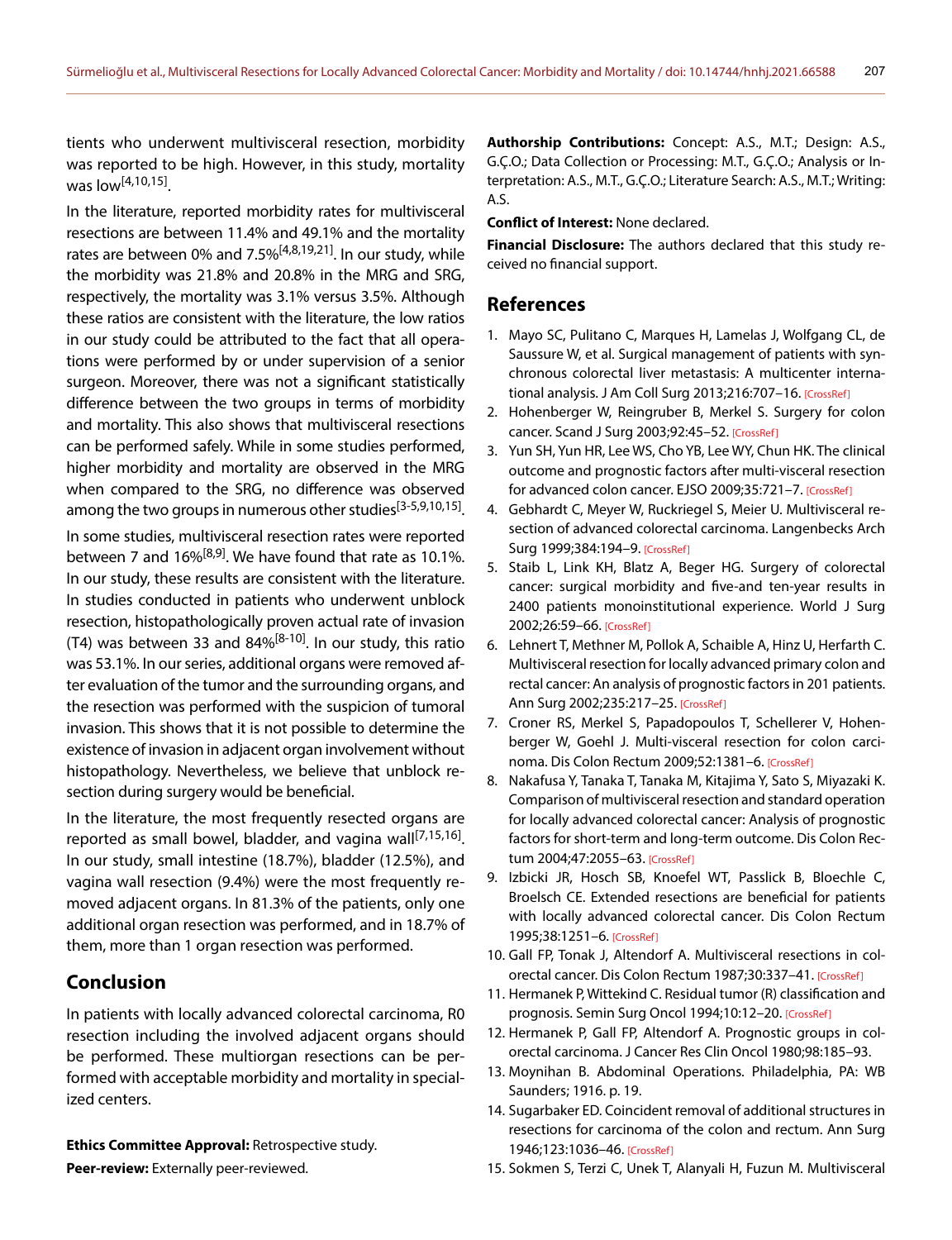tients who underwent multivisceral resection, morbidity was reported to be high. However, in this study, mortality was low[4,10,15].

In the literature, reported morbidity rates for multivisceral resections are between 11.4% and 49.1% and the mortality rates are between 0% and 7.5%[4,8,19,21]. In our study, while the morbidity was 21.8% and 20.8% in the MRG and SRG, respectively, the mortality was 3.1% versus 3.5%. Although these ratios are consistent with the literature, the low ratios in our study could be attributed to the fact that all operations were performed by or under supervision of a senior surgeon. Moreover, there was not a significant statistically difference between the two groups in terms of morbidity and mortality. This also shows that multivisceral resections can be performed safely. While in some studies performed, higher morbidity and mortality are observed in the MRG when compared to the SRG, no difference was observed among the two groups in numerous other studies[3-5,9,10,15].

In some studies, multivisceral resection rates were reported between 7 and 16%[8,9]. We have found that rate as 10.1%. In our study, these results are consistent with the literature. In studies conducted in patients who underwent unblock resection, histopathologically proven actual rate of invasion (T4) was between 33 and 84%[8-10]. In our study, this ratio was 53.1%. In our series, additional organs were removed after evaluation of the tumor and the surrounding organs, and the resection was performed with the suspicion of tumoral invasion. This shows that it is not possible to determine the existence of invasion in adjacent organ involvement without histopathology. Nevertheless, we believe that unblock resection during surgery would be beneficial.

In the literature, the most frequently resected organs are reported as small bowel, bladder, and vagina wall[7,15,16]. In our study, small intestine (18.7%), bladder (12.5%), and vagina wall resection (9.4%) were the most frequently removed adjacent organs. In 81.3% of the patients, only one additional organ resection was performed, and in 18.7% of them, more than 1 organ resection was performed.

## Conclusion

In patients with locally advanced colorectal carcinoma, R0 resection including the involved adjacent organs should be performed. These multiorgan resections can be performed with acceptable morbidity and mortality in specialized centers.

**Ethics Committee Approval:** Retrospective study.

**Peer-review:** Externally peer-reviewed.

**Authorship Contributions:** Concept: A.S., M.T.; Design: A.S., G.Ç.O.; Data Collection or Processing: M.T., G.Ç.O.; Analysis or Interpretation: A.S., M.T., G.Ç.O.; Literature Search: A.S., M.T.; Writing: A.S.

**Conflict of Interest:** None declared.

**Financial Disclosure:** The authors declared that this study received no financial support.

## References

1. Mayo SC, Pulitano C, Marques H, Lamelas J, Wolfgang CL, de Saussure W, et al. Surgical management of patients with synchronous colorectal liver metastasis: A multicenter international analysis. J Am Coll Surg 2013;216:707–16. [CrossRef]
2. Hohenberger W, Reingruber B, Merkel S. Surgery for colon cancer. Scand J Surg 2003;92:45–52. [CrossRef]
3. Yun SH, Yun HR, Lee WS, Cho YB, Lee WY, Chun HK. The clinical outcome and prognostic factors after multi-visceral resection for advanced colon cancer. EJSO 2009;35:721–7. [CrossRef]
4. Gebhardt C, Meyer W, Ruckriegel S, Meier U. Multivisceral resection of advanced colorectal carcinoma. Langenbecks Arch Surg 1999;384:194–9. [CrossRef]
5. Staib L, Link KH, Blatz A, Beger HG. Surgery of colorectal cancer: surgical morbidity and five-and ten-year results in 2400 patients monoinstitutional experience. World J Surg 2002;26:59–66. [CrossRef]
6. Lehnert T, Methner M, Pollok A, Schaible A, Hinz U, Herfarth C. Multivisceral resection for locally advanced primary colon and rectal cancer: An analysis of prognostic factors in 201 patients. Ann Surg 2002;235:217–25. [CrossRef]
7. Croner RS, Merkel S, Papadopoulos T, Schellerer V, Hohenberger W, Goehl J. Multi-visceral resection for colon carcinoma. Dis Colon Rectum 2009;52:1381–6. [CrossRef]
8. Nakafusa Y, Tanaka T, Tanaka M, Kitajima Y, Sato S, Miyazaki K. Comparison of multivisceral resection and standard operation for locally advanced colorectal cancer: Analysis of prognostic factors for short-term and long-term outcome. Dis Colon Rectum 2004;47:2055–63. [CrossRef]
9. Izbicki JR, Hosch SB, Knoefel WT, Passlick B, Bloechle C, Broelsch CE. Extended resections are beneficial for patients with locally advanced colorectal cancer. Dis Colon Rectum 1995;38:1251–6. [CrossRef]
10. Gall FP, Tonak J, Altendorf A. Multivisceral resections in colorectal cancer. Dis Colon Rectum 1987;30:337–41. [CrossRef]
11. Hermanek P, Wittekind C. Residual tumor (R) classification and prognosis. Semin Surg Oncol 1994;10:12–20. [CrossRef]
12. Hermanek P, Gall FP, Altendorf A. Prognostic groups in colorectal carcinoma. J Cancer Res Clin Oncol 1980;98:185–93.
13. Moynihan B. Abdominal Operations. Philadelphia, PA: WB Saunders; 1916. p. 19.
14. Sugarbaker ED. Coincident removal of additional structures in resections for carcinoma of the colon and rectum. Ann Surg 1946;123:1036–46. [CrossRef]
15. Sokmen S, Terzi C, Unek T, Alanyali H, Fuzun M. Multivisceral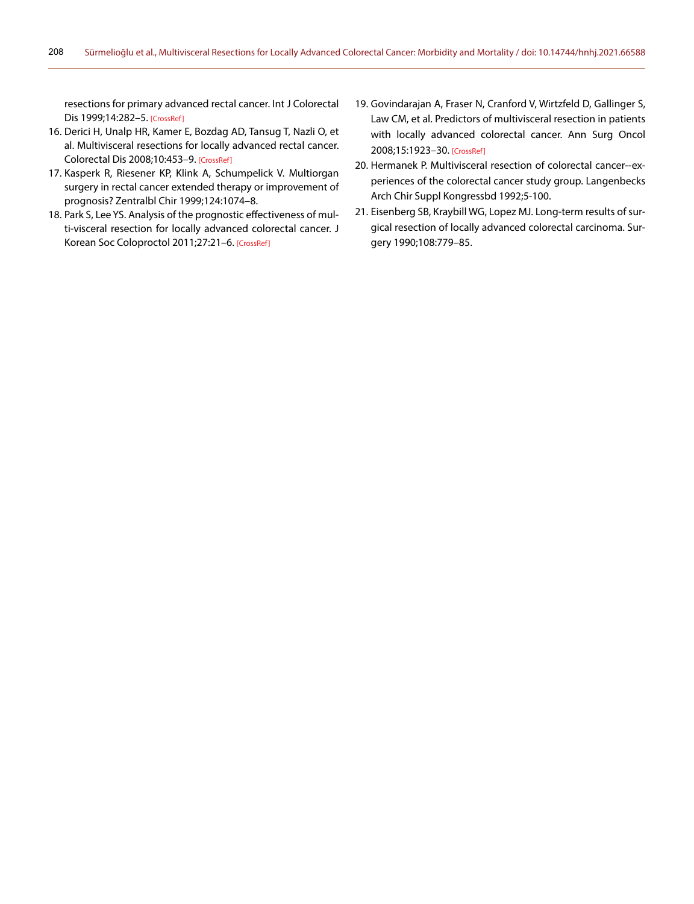resections for primary advanced rectal cancer. Int J Colorectal Dis 1999;14:282–5. [CrossRef]

16. Derici H, Unalp HR, Kamer E, Bozdag AD, Tansug T, Nazli O, et al. Multivisceral resections for locally advanced rectal cancer. Colorectal Dis 2008;10:453–9. [CrossRef]
17. Kasperk R, Riesener KP, Klink A, Schumpelick V. Multiorgan surgery in rectal cancer extended therapy or improvement of prognosis? Zentralbl Chir 1999;124:1074–8.
18. Park S, Lee YS. Analysis of the prognostic effectiveness of multi-visceral resection for locally advanced colorectal cancer. J Korean Soc Coloproctol 2011;27:21–6. [CrossRef]
19. Govindarajan A, Fraser N, Cranford V, Wirtzfeld D, Gallinger S, Law CM, et al. Predictors of multivisceral resection in patients with locally advanced colorectal cancer. Ann Surg Oncol 2008;15:1923–30. [CrossRef]
20. Hermanek P. Multivisceral resection of colorectal cancer--experiences of the colorectal cancer study group. Langenbecks Arch Chir Suppl Kongressbd 1992;5-100.
21. Eisenberg SB, Kraybill WG, Lopez MJ. Long-term results of surgical resection of locally advanced colorectal carcinoma. Surgery 1990;108:779–85.